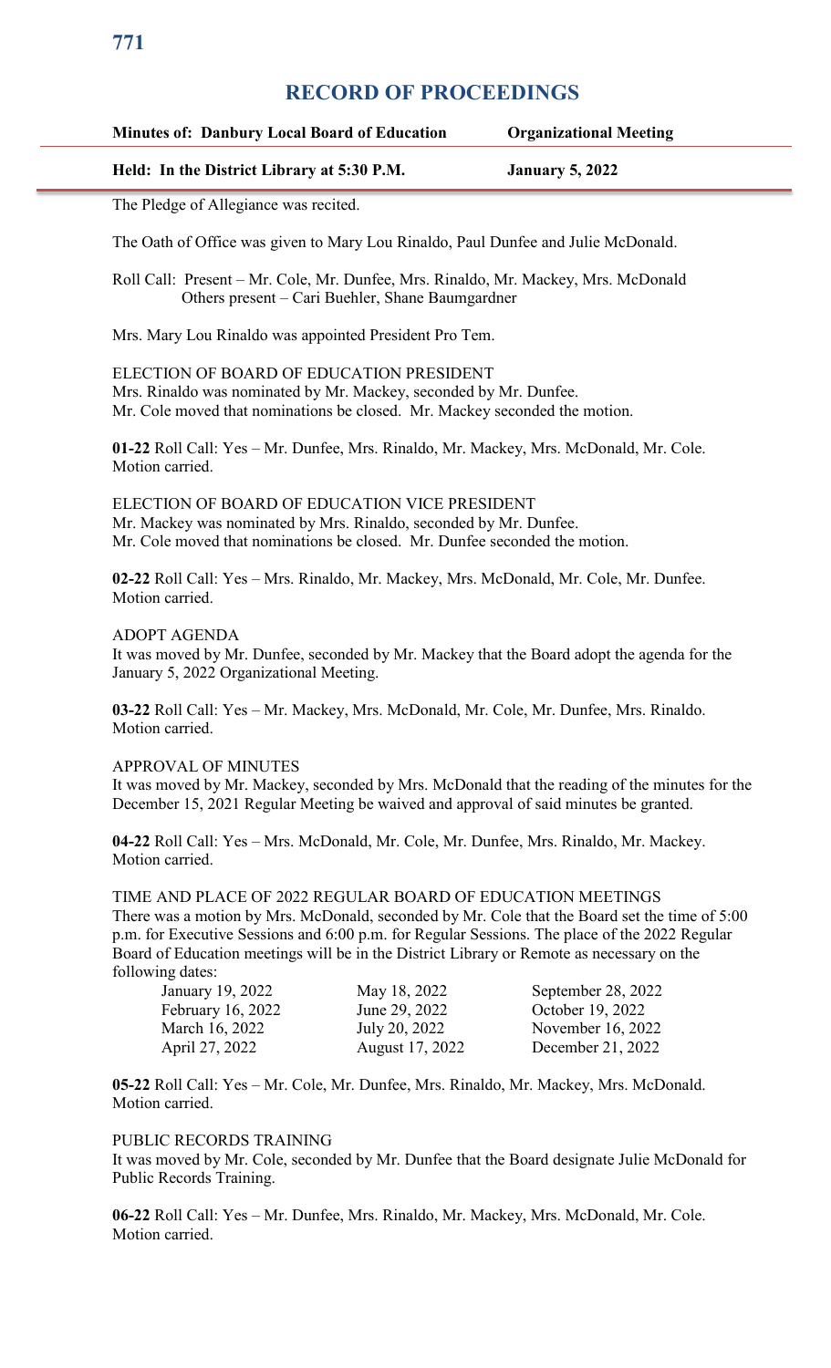# RECORD OF PROCEEDINGS

**Minutes of: Danbury Local Board of Education** **Organizational Meeting**

**Held: In the District Library at 5:30 P.M.** **January 5, 2022**

The Pledge of Allegiance was recited.

The Oath of Office was given to Mary Lou Rinaldo, Paul Dunfee and Julie McDonald.

Roll Call: Present – Mr. Cole, Mr. Dunfee, Mrs. Rinaldo, Mr. Mackey, Mrs. McDonald
Others present – Cari Buehler, Shane Baumgardner

Mrs. Mary Lou Rinaldo was appointed President Pro Tem.

ELECTION OF BOARD OF EDUCATION PRESIDENT
Mrs. Rinaldo was nominated by Mr. Mackey, seconded by Mr. Dunfee.
Mr. Cole moved that nominations be closed. Mr. Mackey seconded the motion.

**01-22** Roll Call: Yes – Mr. Dunfee, Mrs. Rinaldo, Mr. Mackey, Mrs. McDonald, Mr. Cole.
Motion carried.

ELECTION OF BOARD OF EDUCATION VICE PRESIDENT
Mr. Mackey was nominated by Mrs. Rinaldo, seconded by Mr. Dunfee.
Mr. Cole moved that nominations be closed. Mr. Dunfee seconded the motion.

**02-22** Roll Call: Yes – Mrs. Rinaldo, Mr. Mackey, Mrs. McDonald, Mr. Cole, Mr. Dunfee.
Motion carried.

ADOPT AGENDA
It was moved by Mr. Dunfee, seconded by Mr. Mackey that the Board adopt the agenda for the January 5, 2022 Organizational Meeting.

**03-22** Roll Call: Yes – Mr. Mackey, Mrs. McDonald, Mr. Cole, Mr. Dunfee, Mrs. Rinaldo.
Motion carried.

APPROVAL OF MINUTES
It was moved by Mr. Mackey, seconded by Mrs. McDonald that the reading of the minutes for the December 15, 2021 Regular Meeting be waived and approval of said minutes be granted.

**04-22** Roll Call: Yes – Mrs. McDonald, Mr. Cole, Mr. Dunfee, Mrs. Rinaldo, Mr. Mackey.
Motion carried.

TIME AND PLACE OF 2022 REGULAR BOARD OF EDUCATION MEETINGS
There was a motion by Mrs. McDonald, seconded by Mr. Cole that the Board set the time of 5:00 p.m. for Executive Sessions and 6:00 p.m. for Regular Sessions. The place of the 2022 Regular Board of Education meetings will be in the District Library or Remote as necessary on the following dates:

| | | |
|---|---|---|
| January 19, 2022 | May 18, 2022 | September 28, 2022 |
| February 16, 2022 | June 29, 2022 | October 19, 2022 |
| March 16, 2022 | July 20, 2022 | November 16, 2022 |
| April 27, 2022 | August 17, 2022 | December 21, 2022 |

**05-22** Roll Call: Yes – Mr. Cole, Mr. Dunfee, Mrs. Rinaldo, Mr. Mackey, Mrs. McDonald.
Motion carried.

PUBLIC RECORDS TRAINING
It was moved by Mr. Cole, seconded by Mr. Dunfee that the Board designate Julie McDonald for Public Records Training.

**06-22** Roll Call: Yes – Mr. Dunfee, Mrs. Rinaldo, Mr. Mackey, Mrs. McDonald, Mr. Cole.
Motion carried.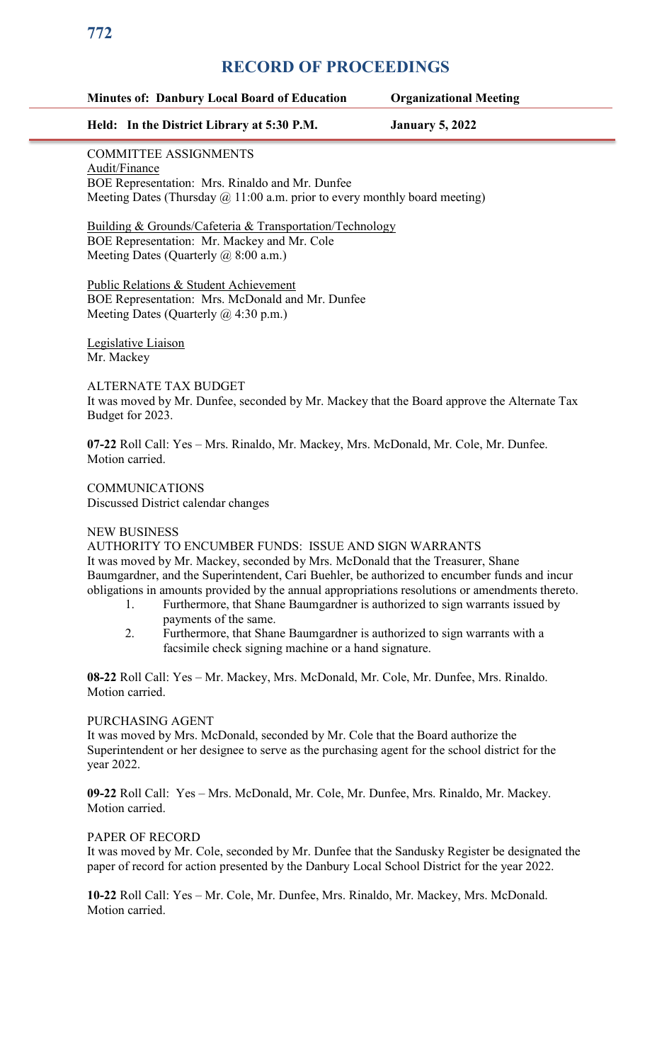# RECORD OF PROCEEDINGS

**Minutes of: Danbury Local Board of Education** **Organizational Meeting**

**Held: In the District Library at 5:30 P.M.** **January 5, 2022**

COMMITTEE ASSIGNMENTS

Audit/Finance
BOE Representation: Mrs. Rinaldo and Mr. Dunfee
Meeting Dates (Thursday @ 11:00 a.m. prior to every monthly board meeting)

Building & Grounds/Cafeteria & Transportation/Technology
BOE Representation: Mr. Mackey and Mr. Cole
Meeting Dates (Quarterly @ 8:00 a.m.)

Public Relations & Student Achievement
BOE Representation: Mrs. McDonald and Mr. Dunfee
Meeting Dates (Quarterly @ 4:30 p.m.)

Legislative Liaison
Mr. Mackey

ALTERNATE TAX BUDGET
It was moved by Mr. Dunfee, seconded by Mr. Mackey that the Board approve the Alternate Tax Budget for 2023.

**07-22** Roll Call: Yes – Mrs. Rinaldo, Mr. Mackey, Mrs. McDonald, Mr. Cole, Mr. Dunfee. Motion carried.

COMMUNICATIONS
Discussed District calendar changes

NEW BUSINESS
AUTHORITY TO ENCUMBER FUNDS: ISSUE AND SIGN WARRANTS
It was moved by Mr. Mackey, seconded by Mrs. McDonald that the Treasurer, Shane Baumgardner, and the Superintendent, Cari Buehler, be authorized to encumber funds and incur obligations in amounts provided by the annual appropriations resolutions or amendments thereto.

1. Furthermore, that Shane Baumgardner is authorized to sign warrants issued by payments of the same.
2. Furthermore, that Shane Baumgardner is authorized to sign warrants with a facsimile check signing machine or a hand signature.

**08-22** Roll Call: Yes – Mr. Mackey, Mrs. McDonald, Mr. Cole, Mr. Dunfee, Mrs. Rinaldo. Motion carried.

PURCHASING AGENT
It was moved by Mrs. McDonald, seconded by Mr. Cole that the Board authorize the Superintendent or her designee to serve as the purchasing agent for the school district for the year 2022.

**09-22** Roll Call: Yes – Mrs. McDonald, Mr. Cole, Mr. Dunfee, Mrs. Rinaldo, Mr. Mackey. Motion carried.

PAPER OF RECORD
It was moved by Mr. Cole, seconded by Mr. Dunfee that the Sandusky Register be designated the paper of record for action presented by the Danbury Local School District for the year 2022.

**10-22** Roll Call: Yes – Mr. Cole, Mr. Dunfee, Mrs. Rinaldo, Mr. Mackey, Mrs. McDonald. Motion carried.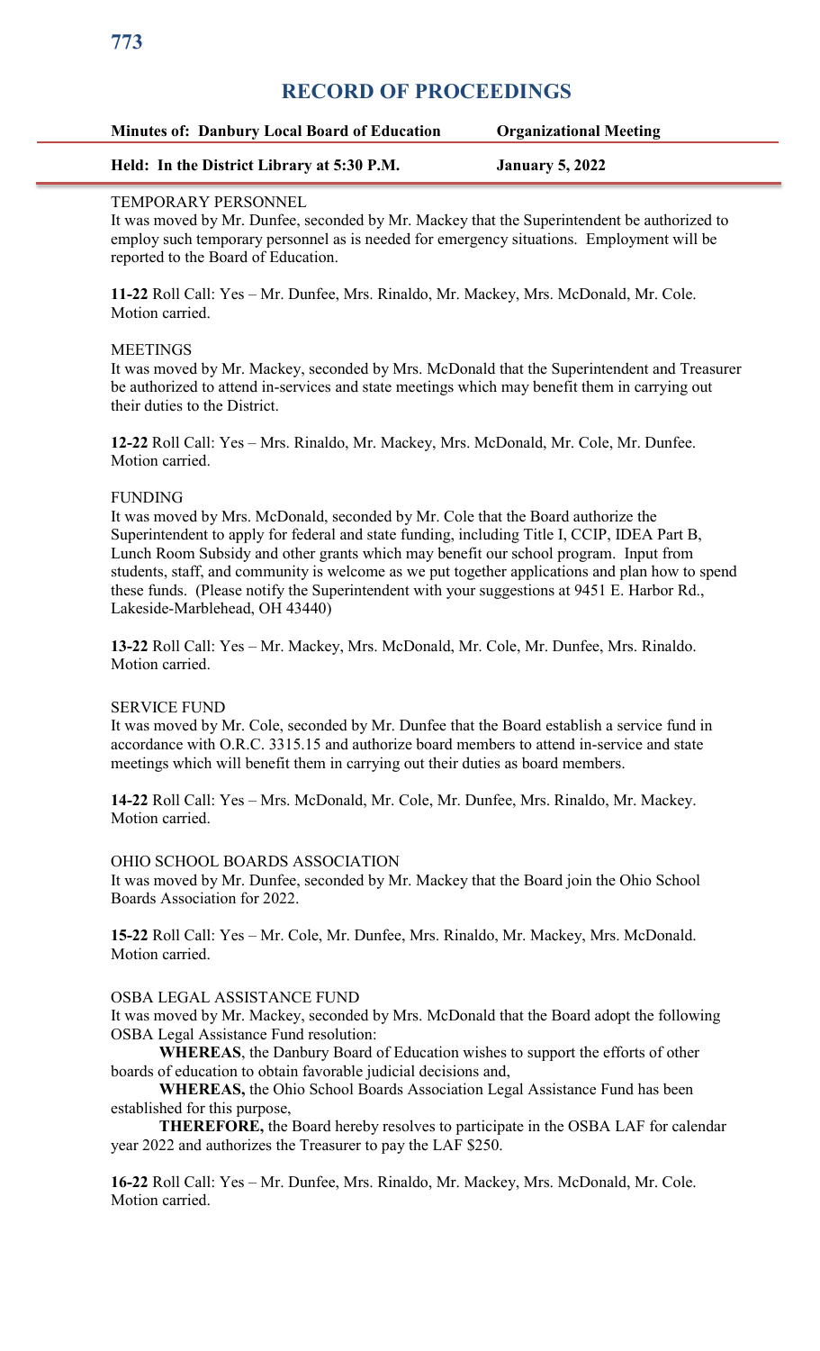# RECORD OF PROCEEDINGS

| **Minutes of: Danbury Local Board of Education** | **Organizational Meeting** |
|---|---|
| **Held: In the District Library at 5:30 P.M.** | **January 5, 2022** |

TEMPORARY PERSONNEL
It was moved by Mr. Dunfee, seconded by Mr. Mackey that the Superintendent be authorized to employ such temporary personnel as is needed for emergency situations. Employment will be reported to the Board of Education.

**11-22** Roll Call: Yes – Mr. Dunfee, Mrs. Rinaldo, Mr. Mackey, Mrs. McDonald, Mr. Cole. Motion carried.

MEETINGS
It was moved by Mr. Mackey, seconded by Mrs. McDonald that the Superintendent and Treasurer be authorized to attend in-services and state meetings which may benefit them in carrying out their duties to the District.

**12-22** Roll Call: Yes – Mrs. Rinaldo, Mr. Mackey, Mrs. McDonald, Mr. Cole, Mr. Dunfee. Motion carried.

FUNDING
It was moved by Mrs. McDonald, seconded by Mr. Cole that the Board authorize the Superintendent to apply for federal and state funding, including Title I, CCIP, IDEA Part B, Lunch Room Subsidy and other grants which may benefit our school program. Input from students, staff, and community is welcome as we put together applications and plan how to spend these funds. (Please notify the Superintendent with your suggestions at 9451 E. Harbor Rd., Lakeside-Marblehead, OH 43440)

**13-22** Roll Call: Yes – Mr. Mackey, Mrs. McDonald, Mr. Cole, Mr. Dunfee, Mrs. Rinaldo. Motion carried.

SERVICE FUND
It was moved by Mr. Cole, seconded by Mr. Dunfee that the Board establish a service fund in accordance with O.R.C. 3315.15 and authorize board members to attend in-service and state meetings which will benefit them in carrying out their duties as board members.

**14-22** Roll Call: Yes – Mrs. McDonald, Mr. Cole, Mr. Dunfee, Mrs. Rinaldo, Mr. Mackey. Motion carried.

OHIO SCHOOL BOARDS ASSOCIATION
It was moved by Mr. Dunfee, seconded by Mr. Mackey that the Board join the Ohio School Boards Association for 2022.

**15-22** Roll Call: Yes – Mr. Cole, Mr. Dunfee, Mrs. Rinaldo, Mr. Mackey, Mrs. McDonald. Motion carried.

OSBA LEGAL ASSISTANCE FUND
It was moved by Mr. Mackey, seconded by Mrs. McDonald that the Board adopt the following OSBA Legal Assistance Fund resolution:

**WHEREAS**, the Danbury Board of Education wishes to support the efforts of other boards of education to obtain favorable judicial decisions and,

**WHEREAS,** the Ohio School Boards Association Legal Assistance Fund has been established for this purpose,

**THEREFORE,** the Board hereby resolves to participate in the OSBA LAF for calendar year 2022 and authorizes the Treasurer to pay the LAF $250.

**16-22** Roll Call: Yes – Mr. Dunfee, Mrs. Rinaldo, Mr. Mackey, Mrs. McDonald, Mr. Cole. Motion carried.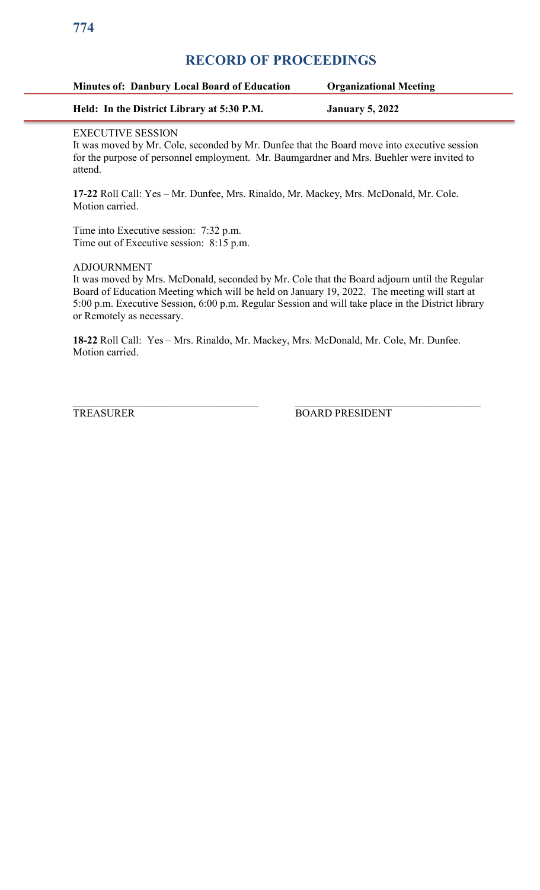# RECORD OF PROCEEDINGS

**Minutes of: Danbury Local Board of Education** **Organizational Meeting**

**Held: In the District Library at 5:30 P.M.** **January 5, 2022**

EXECUTIVE SESSION
It was moved by Mr. Cole, seconded by Mr. Dunfee that the Board move into executive session for the purpose of personnel employment. Mr. Baumgardner and Mrs. Buehler were invited to attend.

**17-22** Roll Call: Yes – Mr. Dunfee, Mrs. Rinaldo, Mr. Mackey, Mrs. McDonald, Mr. Cole. Motion carried.

Time into Executive session: 7:32 p.m.
Time out of Executive session: 8:15 p.m.

ADJOURNMENT
It was moved by Mrs. McDonald, seconded by Mr. Cole that the Board adjourn until the Regular Board of Education Meeting which will be held on January 19, 2022. The meeting will start at 5:00 p.m. Executive Session, 6:00 p.m. Regular Session and will take place in the District library or Remotely as necessary.

**18-22** Roll Call: Yes – Mrs. Rinaldo, Mr. Mackey, Mrs. McDonald, Mr. Cole, Mr. Dunfee. Motion carried.

\_\_\_\_\_\_\_\_\_\_\_\_\_\_\_\_\_\_\_\_\_\_\_\_\_\_\_\_\_\_\_\_\_\_ \_\_\_\_\_\_\_\_\_\_\_\_\_\_\_\_\_\_\_\_\_\_\_\_\_\_\_\_\_\_\_\_\_\_

TREASURER BOARD PRESIDENT